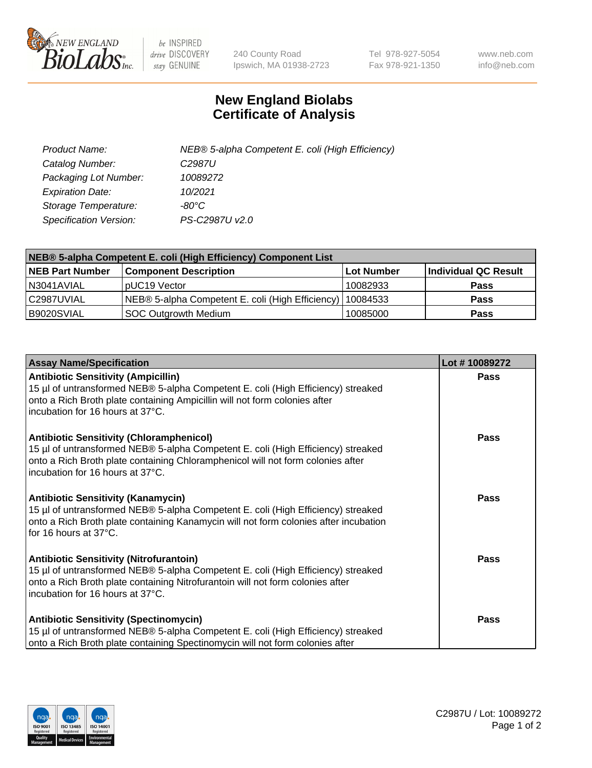# New England Biolabs Certificate of Analysis

| | |
|---|---|
| *Product Name:* | *NEB® 5-alpha Competent E. coli (High Efficiency)* |
| *Catalog Number:* | *C2987U* |
| *Packaging Lot Number:* | *10089272* |
| *Expiration Date:* | *10/2021* |
| *Storage Temperature:* | *-80°C* |
| *Specification Version:* | *PS-C2987U v2.0* |

| **NEB® 5-alpha Competent E. coli (High Efficiency) Component List** | | | |
|---|---|---|---|
| **NEB Part Number** | **Component Description** | **Lot Number** | **Individual QC Result** |
| N3041AVIAL | pUC19 Vector | 10082933 | **Pass** |
| C2987UVIAL | NEB® 5-alpha Competent E. coli (High Efficiency) | 10084533 | **Pass** |
| B9020SVIAL | SOC Outgrowth Medium | 10085000 | **Pass** |

| **Assay Name/Specification** | **Lot # 10089272** |
|---|---|
| **Antibiotic Sensitivity (Ampicillin)**<br>15 µl of untransformed NEB® 5-alpha Competent E. coli (High Efficiency) streaked onto a Rich Broth plate containing Ampicillin will not form colonies after incubation for 16 hours at 37°C. | **Pass** |
| **Antibiotic Sensitivity (Chloramphenicol)**<br>15 µl of untransformed NEB® 5-alpha Competent E. coli (High Efficiency) streaked onto a Rich Broth plate containing Chloramphenicol will not form colonies after incubation for 16 hours at 37°C. | **Pass** |
| **Antibiotic Sensitivity (Kanamycin)**<br>15 µl of untransformed NEB® 5-alpha Competent E. coli (High Efficiency) streaked onto a Rich Broth plate containing Kanamycin will not form colonies after incubation for 16 hours at 37°C. | **Pass** |
| **Antibiotic Sensitivity (Nitrofurantoin)**<br>15 µl of untransformed NEB® 5-alpha Competent E. coli (High Efficiency) streaked onto a Rich Broth plate containing Nitrofurantoin will not form colonies after incubation for 16 hours at 37°C. | **Pass** |
| **Antibiotic Sensitivity (Spectinomycin)**<br>15 µl of untransformed NEB® 5-alpha Competent E. coli (High Efficiency) streaked onto a Rich Broth plate containing Spectinomycin will not form colonies after | **Pass** |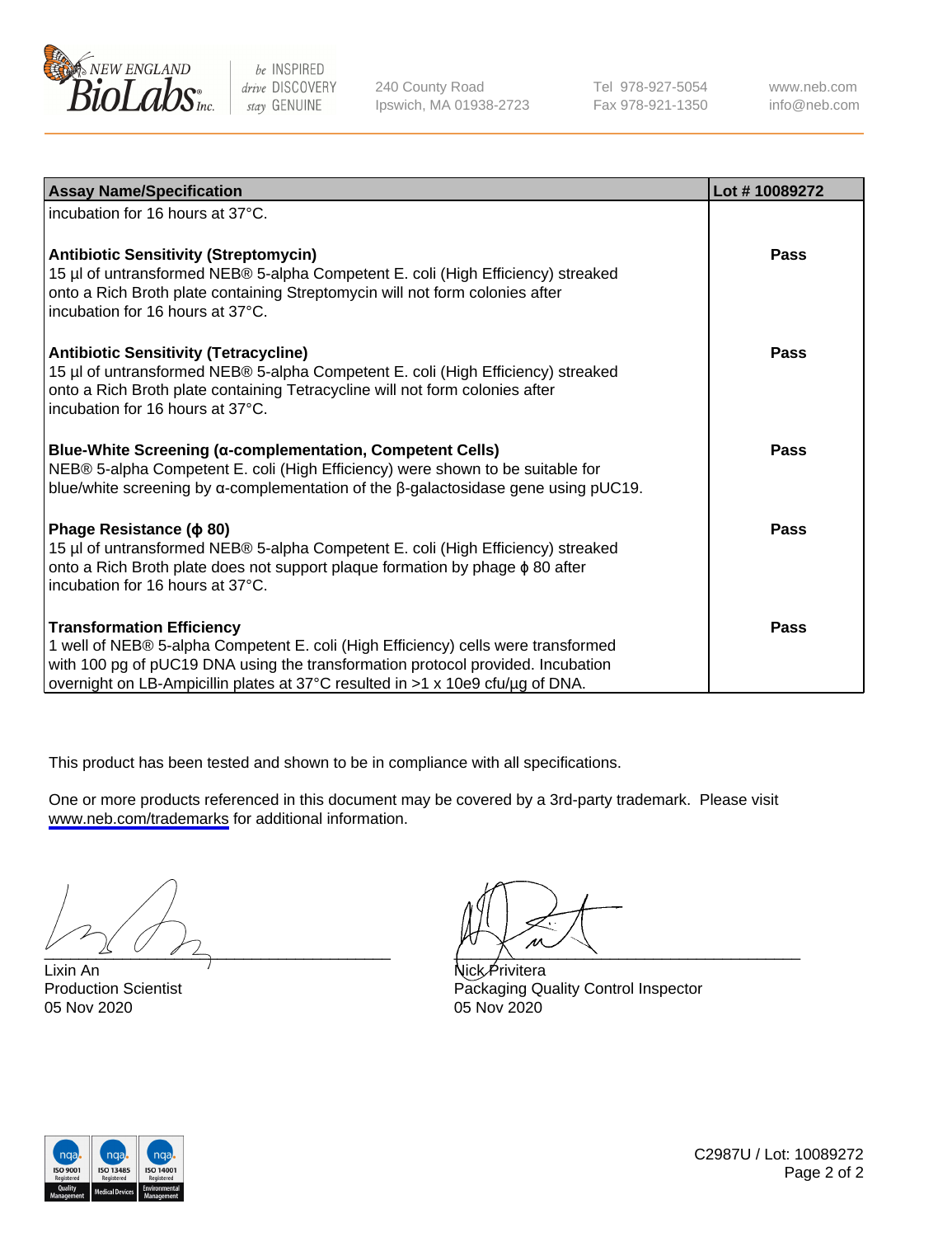| Assay Name/Specification | Lot # 10089272 |
|---|---|
| incubation for 16 hours at 37°C. | |
| **Antibiotic Sensitivity (Streptomycin)**<br>15 µl of untransformed NEB® 5-alpha Competent E. coli (High Efficiency) streaked onto a Rich Broth plate containing Streptomycin will not form colonies after incubation for 16 hours at 37°C. | **Pass** |
| **Antibiotic Sensitivity (Tetracycline)**<br>15 µl of untransformed NEB® 5-alpha Competent E. coli (High Efficiency) streaked onto a Rich Broth plate containing Tetracycline will not form colonies after incubation for 16 hours at 37°C. | **Pass** |
| **Blue-White Screening (α-complementation, Competent Cells)**<br>NEB® 5-alpha Competent E. coli (High Efficiency) were shown to be suitable for blue/white screening by α-complementation of the β-galactosidase gene using pUC19. | **Pass** |
| **Phage Resistance (ϕ 80)**<br>15 µl of untransformed NEB® 5-alpha Competent E. coli (High Efficiency) streaked onto a Rich Broth plate does not support plaque formation by phage ϕ 80 after incubation for 16 hours at 37°C. | **Pass** |
| **Transformation Efficiency**<br>1 well of NEB® 5-alpha Competent E. coli (High Efficiency) cells were transformed with 100 pg of pUC19 DNA using the transformation protocol provided. Incubation overnight on LB-Ampicillin plates at 37°C resulted in >1 x 10e9 cfu/µg of DNA. | **Pass** |

This product has been tested and shown to be in compliance with all specifications.

One or more products referenced in this document may be covered by a 3rd-party trademark. Please visit www.neb.com/trademarks for additional information.

Lixin An
Production Scientist
05 Nov 2020

Nick Privitera
Packaging Quality Control Inspector
05 Nov 2020

C2987U / Lot: 10089272